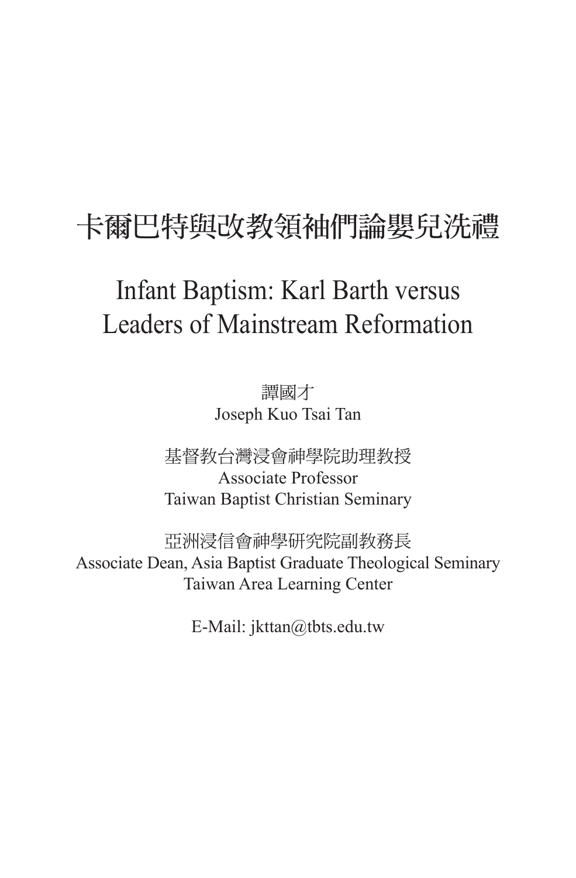# 卡爾巴特與改教領袖們論嬰兒洗禮

# Infant Baptism: Karl Barth versus Leaders of Mainstream Reformation

譚國才
Joseph Kuo Tsai Tan

基督教台灣浸會神學院助理教授
Associate Professor
Taiwan Baptist Christian Seminary

亞洲浸信會神學研究院副教務長
Associate Dean, Asia Baptist Graduate Theological Seminary
Taiwan Area Learning Center

E-Mail: jkttan@tbts.edu.tw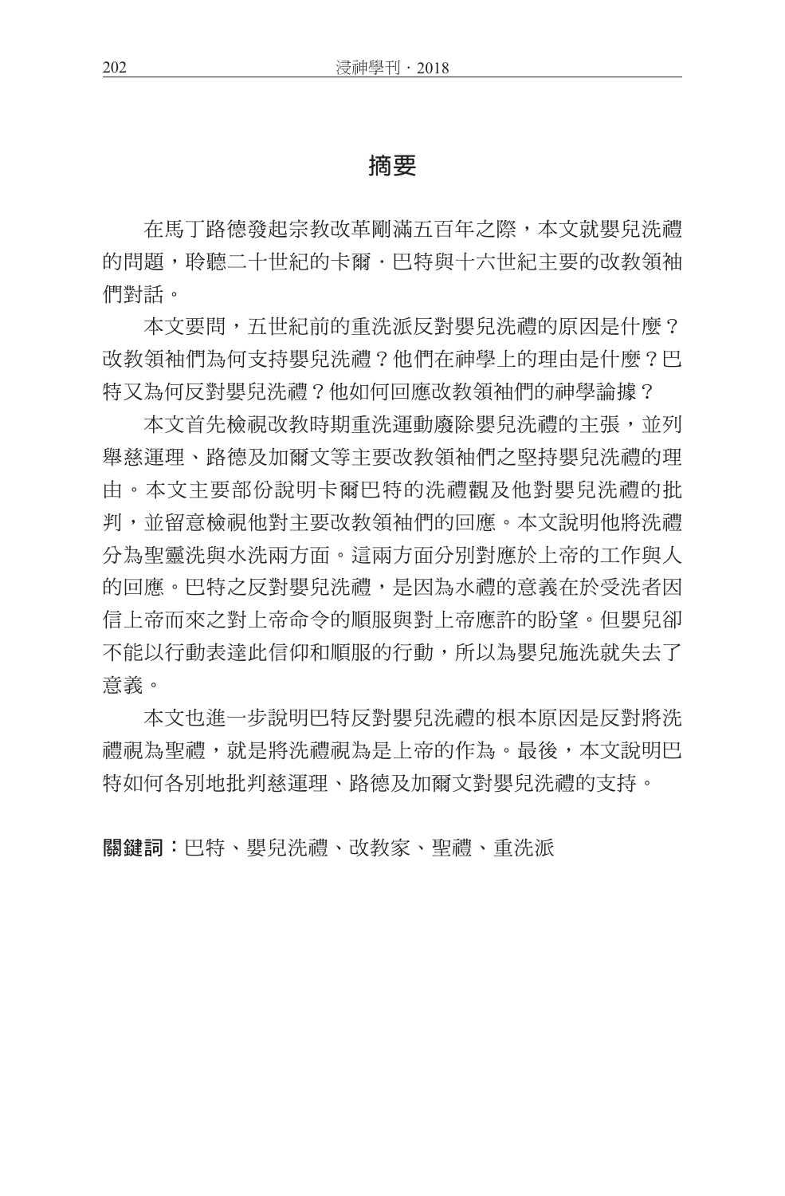## 摘要

在馬丁路德發起宗教改革剛滿五百年之際，本文就嬰兒洗禮的問題，聆聽二十世紀的卡爾・巴特與十六世紀主要的改教領袖們對話。

本文要問，五世紀前的重洗派反對嬰兒洗禮的原因是什麼？改教領袖們為何支持嬰兒洗禮？他們在神學上的理由是什麼？巴特又為何反對嬰兒洗禮？他如何回應改教領袖們的神學論據？

本文首先檢視改教時期重洗運動廢除嬰兒洗禮的主張，並列舉慈運理、路德及加爾文等主要改教領袖們之堅持嬰兒洗禮的理由。本文主要部份說明卡爾巴特的洗禮觀及他對嬰兒洗禮的批判，並留意檢視他對主要改教領袖們的回應。本文說明他將洗禮分為聖靈洗與水洗兩方面。這兩方面分別對應於上帝的工作與人的回應。巴特之反對嬰兒洗禮，是因為水禮的意義在於受洗者因信上帝而來之對上帝命令的順服與對上帝應許的盼望。但嬰兒卻不能以行動表達此信仰和順服的行動，所以為嬰兒施洗就失去了意義。

本文也進一步說明巴特反對嬰兒洗禮的根本原因是反對將洗禮視為聖禮，就是將洗禮視為是上帝的作為。最後，本文說明巴特如何各別地批判慈運理、路德及加爾文對嬰兒洗禮的支持。

**關鍵詞：**巴特、嬰兒洗禮、改教家、聖禮、重洗派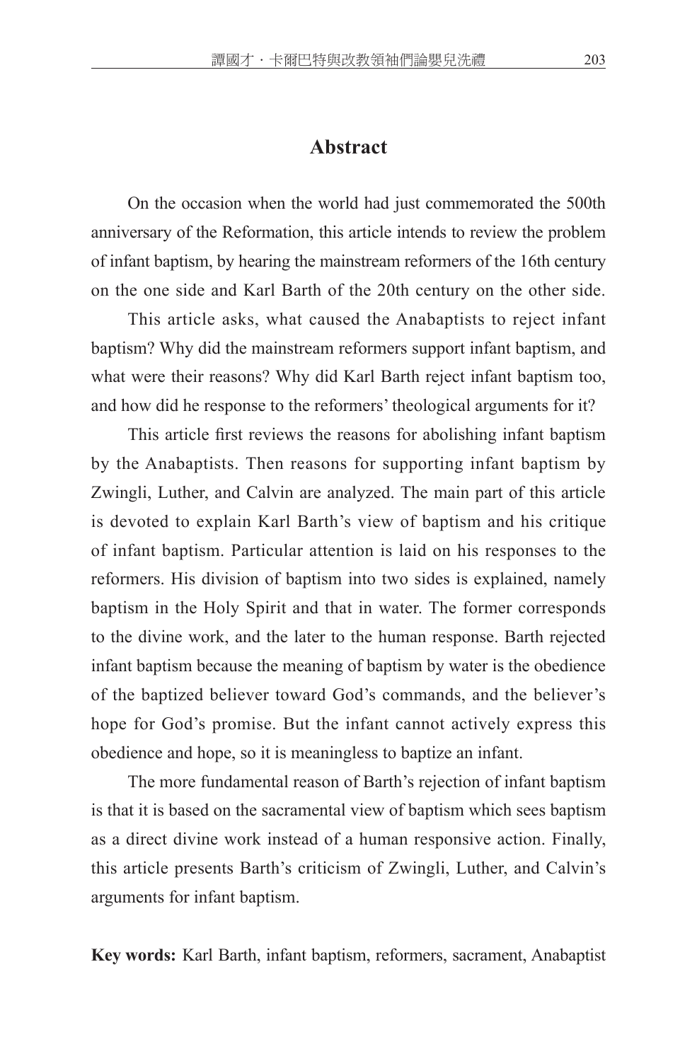## Abstract

On the occasion when the world had just commemorated the 500th anniversary of the Reformation, this article intends to review the problem of infant baptism, by hearing the mainstream reformers of the 16th century on the one side and Karl Barth of the 20th century on the other side.

This article asks, what caused the Anabaptists to reject infant baptism? Why did the mainstream reformers support infant baptism, and what were their reasons? Why did Karl Barth reject infant baptism too, and how did he response to the reformers' theological arguments for it?

This article first reviews the reasons for abolishing infant baptism by the Anabaptists. Then reasons for supporting infant baptism by Zwingli, Luther, and Calvin are analyzed. The main part of this article is devoted to explain Karl Barth's view of baptism and his critique of infant baptism. Particular attention is laid on his responses to the reformers. His division of baptism into two sides is explained, namely baptism in the Holy Spirit and that in water. The former corresponds to the divine work, and the later to the human response. Barth rejected infant baptism because the meaning of baptism by water is the obedience of the baptized believer toward God's commands, and the believer's hope for God's promise. But the infant cannot actively express this obedience and hope, so it is meaningless to baptize an infant.

The more fundamental reason of Barth's rejection of infant baptism is that it is based on the sacramental view of baptism which sees baptism as a direct divine work instead of a human responsive action. Finally, this article presents Barth's criticism of Zwingli, Luther, and Calvin's arguments for infant baptism.

**Key words:** Karl Barth, infant baptism, reformers, sacrament, Anabaptist